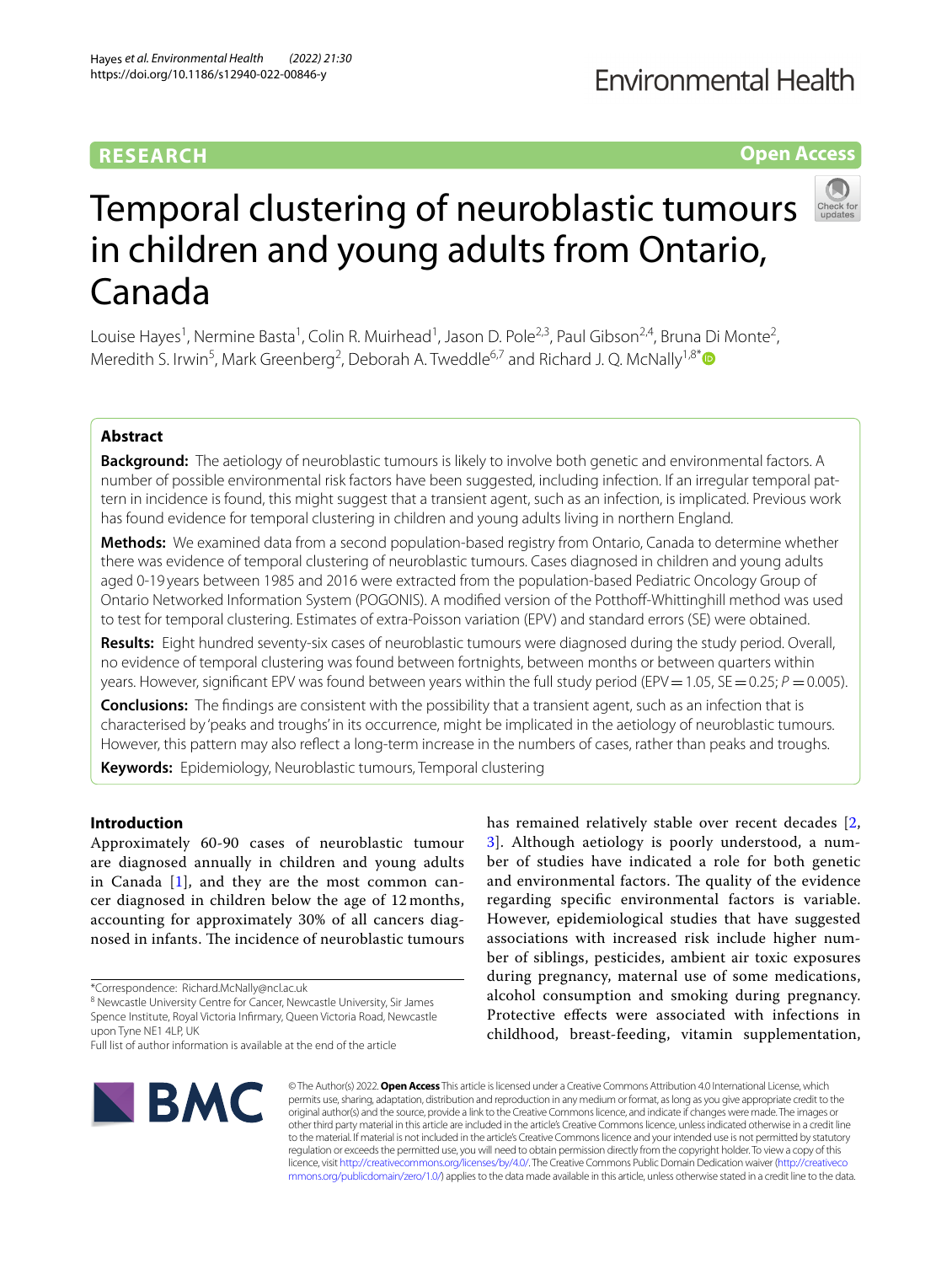RESEARCH

Open Access

# Temporal clustering of neuroblastic tumours in children and young adults from Ontario, Canada

Louise Hayes[1], Nermine Basta[1], Colin R. Muirhead[1], Jason D. Pole[2,3], Paul Gibson[2,4], Bruna Di Monte[2], Meredith S. Irwin[5], Mark Greenberg[2], Deborah A. Tweddle[6,7] and Richard J. Q. McNally[1,8*]

## Abstract

**Background:** The aetiology of neuroblastic tumours is likely to involve both genetic and environmental factors. A number of possible environmental risk factors have been suggested, including infection. If an irregular temporal pattern in incidence is found, this might suggest that a transient agent, such as an infection, is implicated. Previous work has found evidence for temporal clustering in children and young adults living in northern England.

**Methods:** We examined data from a second population-based registry from Ontario, Canada to determine whether there was evidence of temporal clustering of neuroblastic tumours. Cases diagnosed in children and young adults aged 0-19 years between 1985 and 2016 were extracted from the population-based Pediatric Oncology Group of Ontario Networked Information System (POGONIS). A modified version of the Potthoff-Whittinghill method was used to test for temporal clustering. Estimates of extra-Poisson variation (EPV) and standard errors (SE) were obtained.

**Results:** Eight hundred seventy-six cases of neuroblastic tumours were diagnosed during the study period. Overall, no evidence of temporal clustering was found between fortnights, between months or between quarters within years. However, significant EPV was found between years within the full study period (EPV = 1.05, SE = 0.25; $P = 0.005$).

**Conclusions:** The findings are consistent with the possibility that a transient agent, such as an infection that is characterised by 'peaks and troughs' in its occurrence, might be implicated in the aetiology of neuroblastic tumours. However, this pattern may also reflect a long-term increase in the numbers of cases, rather than peaks and troughs.

**Keywords:** Epidemiology, Neuroblastic tumours, Temporal clustering

## Introduction

Approximately 60-90 cases of neuroblastic tumour are diagnosed annually in children and young adults in Canada [1], and they are the most common cancer diagnosed in children below the age of 12 months, accounting for approximately 30% of all cancers diagnosed in infants. The incidence of neuroblastic tumours has remained relatively stable over recent decades [2, 3]. Although aetiology is poorly understood, a number of studies have indicated a role for both genetic and environmental factors. The quality of the evidence regarding specific environmental factors is variable. However, epidemiological studies that have suggested associations with increased risk include higher number of siblings, pesticides, ambient air toxic exposures during pregnancy, maternal use of some medications, alcohol consumption and smoking during pregnancy. Protective effects were associated with infections in childhood, breast-feeding, vitamin supplementation,

*Correspondence: Richard.McNally@ncl.ac.uk
[8] Newcastle University Centre for Cancer, Newcastle University, Sir James Spence Institute, Royal Victoria Infirmary, Queen Victoria Road, Newcastle upon Tyne NE1 4LP, UK
Full list of author information is available at the end of the article

© The Author(s) 2022. **Open Access** This article is licensed under a Creative Commons Attribution 4.0 International License, which permits use, sharing, adaptation, distribution and reproduction in any medium or format, as long as you give appropriate credit to the original author(s) and the source, provide a link to the Creative Commons licence, and indicate if changes were made. The images or other third party material in this article are included in the article's Creative Commons licence, unless indicated otherwise in a credit line to the material. If material is not included in the article's Creative Commons licence and your intended use is not permitted by statutory regulation or exceeds the permitted use, you will need to obtain permission directly from the copyright holder. To view a copy of this licence, visit http://creativecommons.org/licenses/by/4.0/. The Creative Commons Public Domain Dedication waiver (http://creativecommons.org/publicdomain/zero/1.0/) applies to the data made available in this article, unless otherwise stated in a credit line to the data.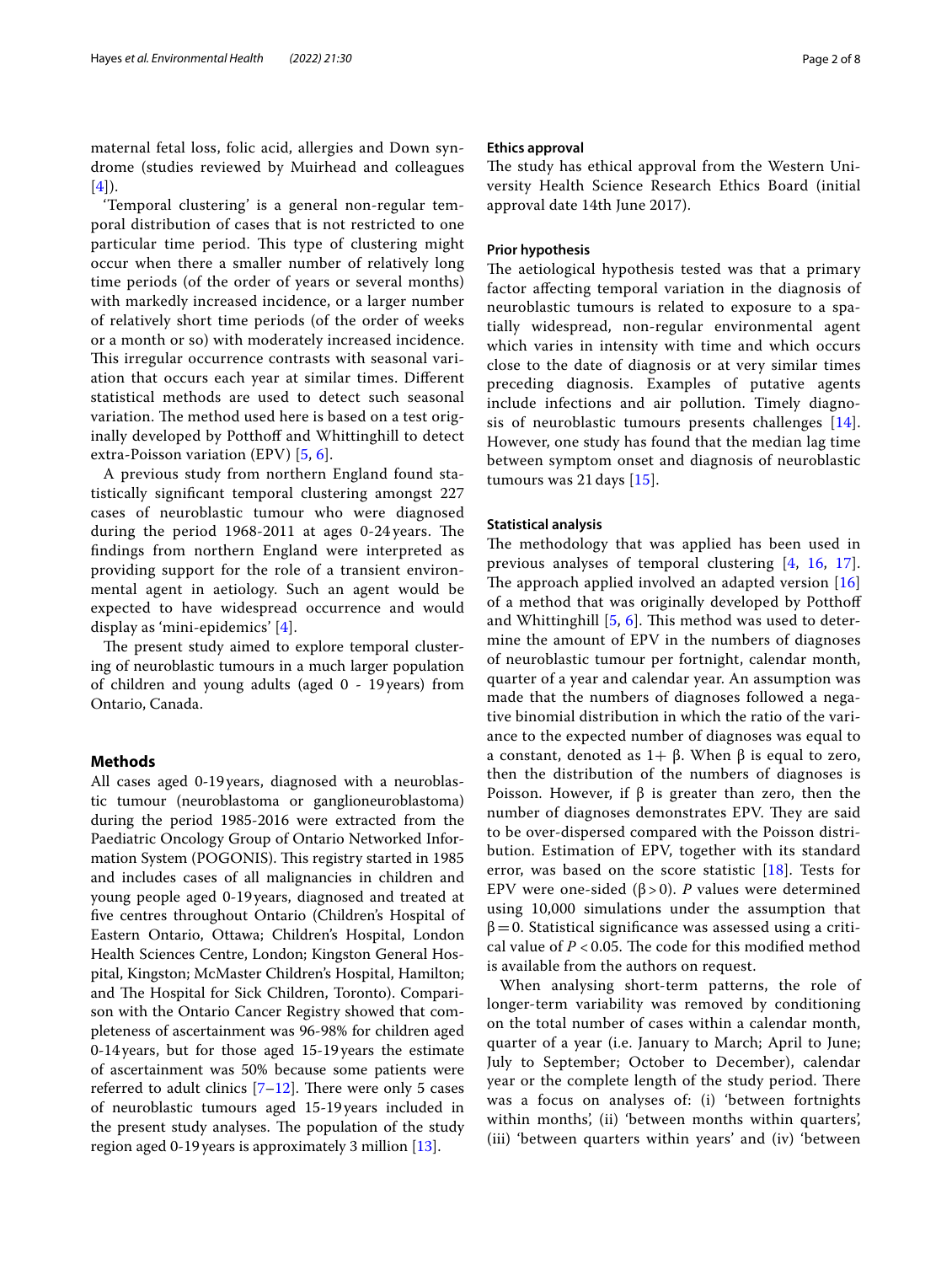maternal fetal loss, folic acid, allergies and Down syndrome (studies reviewed by Muirhead and colleagues [4]).

'Temporal clustering' is a general non-regular temporal distribution of cases that is not restricted to one particular time period. This type of clustering might occur when there a smaller number of relatively long time periods (of the order of years or several months) with markedly increased incidence, or a larger number of relatively short time periods (of the order of weeks or a month or so) with moderately increased incidence. This irregular occurrence contrasts with seasonal variation that occurs each year at similar times. Different statistical methods are used to detect such seasonal variation. The method used here is based on a test originally developed by Potthoff and Whittinghill to detect extra-Poisson variation (EPV) [5, 6].

A previous study from northern England found statistically significant temporal clustering amongst 227 cases of neuroblastic tumour who were diagnosed during the period 1968-2011 at ages 0-24 years. The findings from northern England were interpreted as providing support for the role of a transient environmental agent in aetiology. Such an agent would be expected to have widespread occurrence and would display as 'mini-epidemics' [4].

The present study aimed to explore temporal clustering of neuroblastic tumours in a much larger population of children and young adults (aged 0 - 19 years) from Ontario, Canada.

## Methods

All cases aged 0-19 years, diagnosed with a neuroblastic tumour (neuroblastoma or ganglioneuroblastoma) during the period 1985-2016 were extracted from the Paediatric Oncology Group of Ontario Networked Information System (POGONIS). This registry started in 1985 and includes cases of all malignancies in children and young people aged 0-19 years, diagnosed and treated at five centres throughout Ontario (Children's Hospital of Eastern Ontario, Ottawa; Children's Hospital, London Health Sciences Centre, London; Kingston General Hospital, Kingston; McMaster Children's Hospital, Hamilton; and The Hospital for Sick Children, Toronto). Comparison with the Ontario Cancer Registry showed that completeness of ascertainment was 96-98% for children aged 0-14 years, but for those aged 15-19 years the estimate of ascertainment was 50% because some patients were referred to adult clinics [7–12]. There were only 5 cases of neuroblastic tumours aged 15-19 years included in the present study analyses. The population of the study region aged 0-19 years is approximately 3 million [13].

### Ethics approval

The study has ethical approval from the Western University Health Science Research Ethics Board (initial approval date 14th June 2017).

### Prior hypothesis

The aetiological hypothesis tested was that a primary factor affecting temporal variation in the diagnosis of neuroblastic tumours is related to exposure to a spatially widespread, non-regular environmental agent which varies in intensity with time and which occurs close to the date of diagnosis or at very similar times preceding diagnosis. Examples of putative agents include infections and air pollution. Timely diagnosis of neuroblastic tumours presents challenges [14]. However, one study has found that the median lag time between symptom onset and diagnosis of neuroblastic tumours was 21 days [15].

### Statistical analysis

The methodology that was applied has been used in previous analyses of temporal clustering [4, 16, 17]. The approach applied involved an adapted version [16] of a method that was originally developed by Potthoff and Whittinghill [5, 6]. This method was used to determine the amount of EPV in the numbers of diagnoses of neuroblastic tumour per fortnight, calendar month, quarter of a year and calendar year. An assumption was made that the numbers of diagnoses followed a negative binomial distribution in which the ratio of the variance to the expected number of diagnoses was equal to a constant, denoted as $1+\beta$. When $\beta$ is equal to zero, then the distribution of the numbers of diagnoses is Poisson. However, if $\beta$ is greater than zero, then the number of diagnoses demonstrates EPV. They are said to be over-dispersed compared with the Poisson distribution. Estimation of EPV, together with its standard error, was based on the score statistic [18]. Tests for EPV were one-sided ($\beta > 0$). *P* values were determined using 10,000 simulations under the assumption that $\beta = 0$. Statistical significance was assessed using a critical value of $P < 0.05$. The code for this modified method is available from the authors on request.

When analysing short-term patterns, the role of longer-term variability was removed by conditioning on the total number of cases within a calendar month, quarter of a year (i.e. January to March; April to June; July to September; October to December), calendar year or the complete length of the study period. There was a focus on analyses of: (i) 'between fortnights within months', (ii) 'between months within quarters', (iii) 'between quarters within years' and (iv) 'between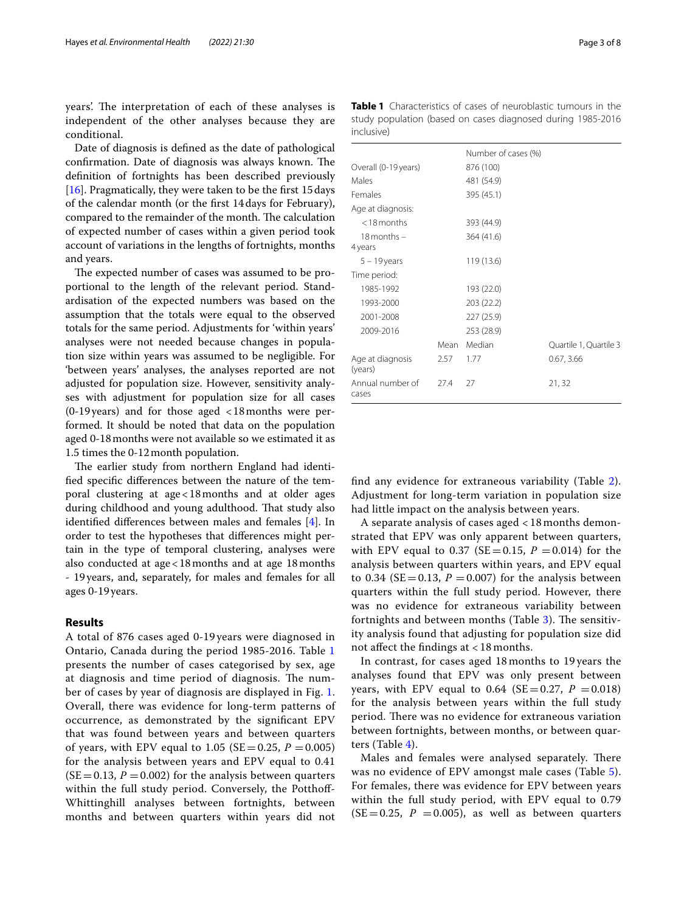years'. The interpretation of each of these analyses is independent of the other analyses because they are conditional.

Date of diagnosis is defined as the date of pathological confirmation. Date of diagnosis was always known. The definition of fortnights has been described previously [16]. Pragmatically, they were taken to be the first 15 days of the calendar month (or the first 14 days for February), compared to the remainder of the month. The calculation of expected number of cases within a given period took account of variations in the lengths of fortnights, months and years.

The expected number of cases was assumed to be proportional to the length of the relevant period. Standardisation of the expected numbers was based on the assumption that the totals were equal to the observed totals for the same period. Adjustments for 'within years' analyses were not needed because changes in population size within years was assumed to be negligible. For 'between years' analyses, the analyses reported are not adjusted for population size. However, sensitivity analyses with adjustment for population size for all cases (0-19 years) and for those aged <18 months were performed. It should be noted that data on the population aged 0-18 months were not available so we estimated it as 1.5 times the 0-12 month population.

The earlier study from northern England had identified specific differences between the nature of the temporal clustering at age <18 months and at older ages during childhood and young adulthood. That study also identified differences between males and females [4]. In order to test the hypotheses that differences might pertain in the type of temporal clustering, analyses were also conducted at age <18 months and at age 18 months - 19 years, and, separately, for males and females for all ages 0-19 years.

## Results

A total of 876 cases aged 0-19 years were diagnosed in Ontario, Canada during the period 1985-2016. Table 1 presents the number of cases categorised by sex, age at diagnosis and time period of diagnosis. The number of cases by year of diagnosis are displayed in Fig. 1. Overall, there was evidence for long-term patterns of occurrence, as demonstrated by the significant EPV that was found between years and between quarters of years, with EPV equal to 1.05 (SE = 0.25, $P$ = 0.005) for the analysis between years and EPV equal to 0.41 (SE = 0.13, $P$ = 0.002) for the analysis between quarters within the full study period. Conversely, the Potthoff-Whittinghill analyses between fortnights, between months and between quarters within years did not find any evidence for extraneous variability (Table 2). Adjustment for long-term variation in population size had little impact on the analysis between years.

**Table 1** Characteristics of cases of neuroblastic tumours in the study population (based on cases diagnosed during 1985-2016 inclusive)

| | | Number of cases (%) | |
|---|---|---|---|
| Overall (0-19 years) | | 876 (100) | |
| Males | | 481 (54.9) | |
| Females | | 395 (45.1) | |
| Age at diagnosis: | | | |
| <18 months | | 393 (44.9) | |
| 18 months – 4 years | | 364 (41.6) | |
| 5 – 19 years | | 119 (13.6) | |
| Time period: | | | |
| 1985-1992 | | 193 (22.0) | |
| 1993-2000 | | 203 (22.2) | |
| 2001-2008 | | 227 (25.9) | |
| 2009-2016 | | 253 (28.9) | |
| | Mean | Median | Quartile 1, Quartile 3 |
| Age at diagnosis (years) | 2.57 | 1.77 | 0.67, 3.66 |
| Annual number of cases | 27.4 | 27 | 21, 32 |

A separate analysis of cases aged <18 months demonstrated that EPV was only apparent between quarters, with EPV equal to 0.37 (SE = 0.15, $P$ = 0.014) for the analysis between quarters within years, and EPV equal to 0.34 (SE = 0.13, $P$ = 0.007) for the analysis between quarters within the full study period. However, there was no evidence for extraneous variability between fortnights and between months (Table 3). The sensitivity analysis found that adjusting for population size did not affect the findings at <18 months.

In contrast, for cases aged 18 months to 19 years the analyses found that EPV was only present between years, with EPV equal to 0.64 (SE = 0.27, $P$ = 0.018) for the analysis between years within the full study period. There was no evidence for extraneous variation between fortnights, between months, or between quarters (Table 4).

Males and females were analysed separately. There was no evidence of EPV amongst male cases (Table 5). For females, there was evidence for EPV between years within the full study period, with EPV equal to 0.79 (SE = 0.25, $P$ = 0.005), as well as between quarters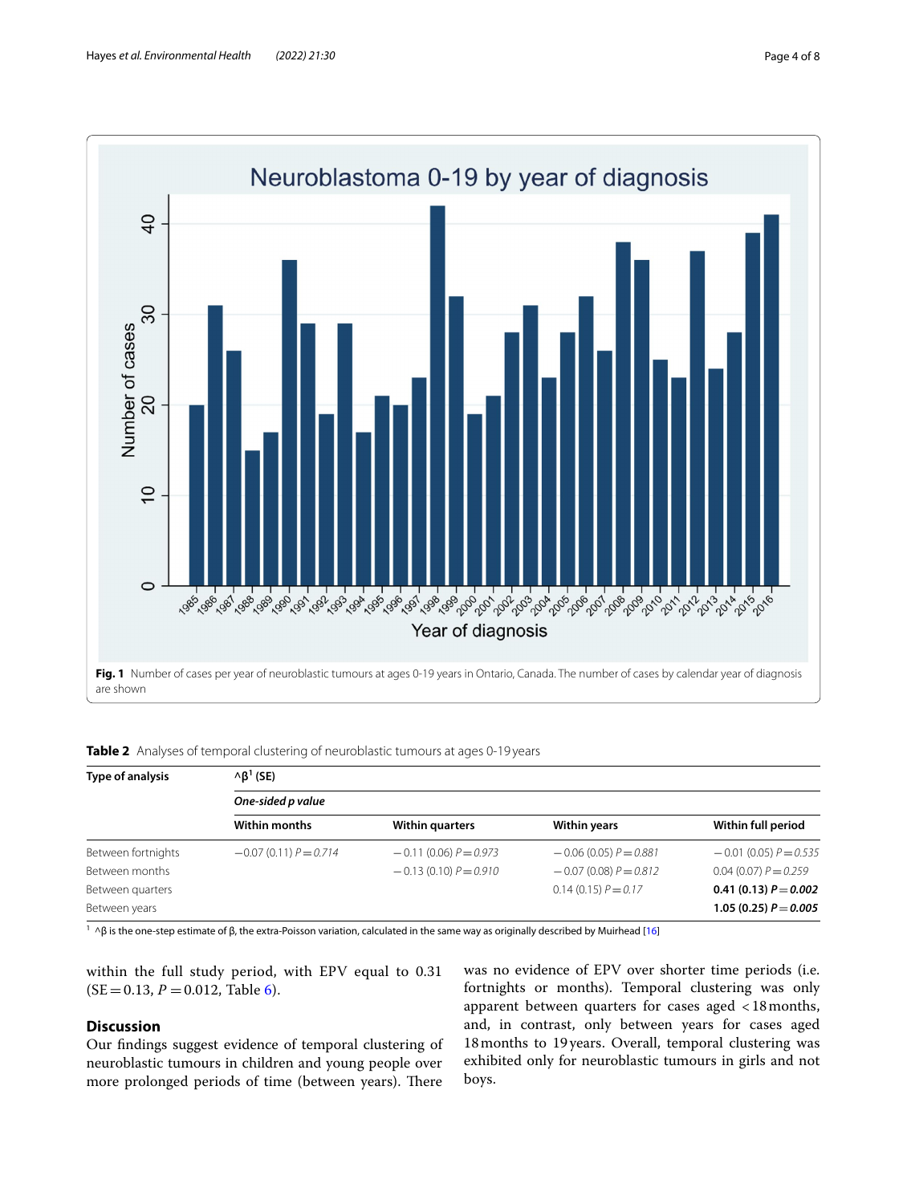Fig. 1 Number of cases per year of neuroblastic tumours at ages 0-19 years in Ontario, Canada. The number of cases by calendar year of diagnosis are shown

**Table 2** Analyses of temporal clustering of neuroblastic tumours at ages 0-19 years

| Type of analysis | ^β[1] (SE) | | | |
|---|---|---|---|---|
| | *One-sided p value* | | | |
| | **Within months** | **Within quarters** | **Within years** | **Within full period** |
| Between fortnights | −0.07 (0.11) *P* = *0.714* | −0.11 (0.06) *P* = *0.973* | −0.06 (0.05) *P* = *0.881* | −0.01 (0.05) *P* = *0.535* |
| Between months | | −0.13 (0.10) *P* = *0.910* | −0.07 (0.08) *P* = *0.812* | 0.04 (0.07) *P* = *0.259* |
| Between quarters | | | 0.14 (0.15) *P* = *0.17* | **0.41 (0.13) *P* = *0.002*** |
| Between years | | | | **1.05 (0.25) *P* = *0.005*** |

[1] ^β is the one-step estimate of β, the extra-Poisson variation, calculated in the same way as originally described by Muirhead [16]

within the full study period, with EPV equal to 0.31 (SE = 0.13, $P = 0.012$, Table 6).

## Discussion

Our findings suggest evidence of temporal clustering of neuroblastic tumours in children and young people over more prolonged periods of time (between years). There was no evidence of EPV over shorter time periods (i.e. fortnights or months). Temporal clustering was only apparent between quarters for cases aged < 18 months, and, in contrast, only between years for cases aged 18 months to 19 years. Overall, temporal clustering was exhibited only for neuroblastic tumours in girls and not boys.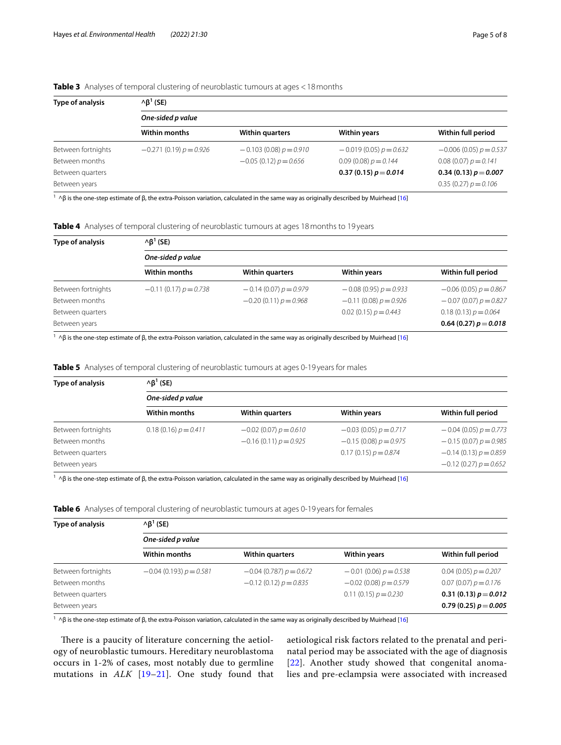**Table 3** Analyses of temporal clustering of neuroblastic tumours at ages <18 months

| Type of analysis | $\hat{\beta}$[1] (SE) | | | |
|---|---|---|---|---|
| | *One-sided p value* | | | |
| | **Within months** | **Within quarters** | **Within years** | **Within full period** |
| Between fortnights | −0.271 (0.19) $p = 0.926$ | −0.103 (0.08) $p = 0.910$ | −0.019 (0.05) $p = 0.632$ | −0.006 (0.05) $p = 0.537$ |
| Between months | | −0.05 (0.12) $p = 0.656$ | 0.09 (0.08) $p = 0.144$ | 0.08 (0.07) $p = 0.141$ |
| Between quarters | | | **0.37 (0.15) $p = 0.014$** | **0.34 (0.13) $p = 0.007$** |
| Between years | | | | 0.35 (0.27) $p = 0.106$ |

[1] ^β is the one-step estimate of β, the extra-Poisson variation, calculated in the same way as originally described by Muirhead [16]

**Table 4** Analyses of temporal clustering of neuroblastic tumours at ages 18 months to 19 years

| Type of analysis | $\hat{\beta}$[1] (SE) | | | |
|---|---|---|---|---|
| | *One-sided p value* | | | |
| | **Within months** | **Within quarters** | **Within years** | **Within full period** |
| Between fortnights | −0.11 (0.17) $p = 0.738$ | −0.14 (0.07) $p = 0.979$ | −0.08 (0.95) $p = 0.933$ | −0.06 (0.05) $p = 0.867$ |
| Between months | | −0.20 (0.11) $p = 0.968$ | −0.11 (0.08) $p = 0.926$ | −0.07 (0.07) $p = 0.827$ |
| Between quarters | | | 0.02 (0.15) $p = 0.443$ | 0.18 (0.13) $p = 0.064$ |
| Between years | | | | **0.64 (0.27) $p = 0.018$** |

[1] ^β is the one-step estimate of β, the extra-Poisson variation, calculated in the same way as originally described by Muirhead [16]

**Table 5** Analyses of temporal clustering of neuroblastic tumours at ages 0-19 years for males

| Type of analysis | $\hat{\beta}$[1] (SE) | | | |
|---|---|---|---|---|
| | *One-sided p value* | | | |
| | **Within months** | **Within quarters** | **Within years** | **Within full period** |
| Between fortnights | 0.18 (0.16) $p = 0.411$ | −0.02 (0.07) $p = 0.610$ | −0.03 (0.05) $p = 0.717$ | −0.04 (0.05) $p = 0.773$ |
| Between months | | −0.16 (0.11) $p = 0.925$ | −0.15 (0.08) $p = 0.975$ | −0.15 (0.07) $p = 0.985$ |
| Between quarters | | | 0.17 (0.15) $p = 0.874$ | −0.14 (0.13) $p = 0.859$ |
| Between years | | | | −0.12 (0.27) $p = 0.652$ |

[1] ^β is the one-step estimate of β, the extra-Poisson variation, calculated in the same way as originally described by Muirhead [16]

**Table 6** Analyses of temporal clustering of neuroblastic tumours at ages 0-19 years for females

| Type of analysis | $\hat{\beta}$[1] (SE) | | | |
|---|---|---|---|---|
| | *One-sided p value* | | | |
| | **Within months** | **Within quarters** | **Within years** | **Within full period** |
| Between fortnights | −0.04 (0.193) $p = 0.581$ | −0.04 (0.787) $p = 0.672$ | −0.01 (0.06) $p = 0.538$ | 0.04 (0.05) $p = 0.207$ |
| Between months | | −0.12 (0.12) $p = 0.835$ | −0.02 (0.08) $p = 0.579$ | 0.07 (0.07) $p = 0.176$ |
| Between quarters | | | 0.11 (0.15) $p = 0.230$ | **0.31 (0.13) $p = 0.012$** |
| Between years | | | | **0.79 (0.25) $p = 0.005$** |

[1] ^β is the one-step estimate of β, the extra-Poisson variation, calculated in the same way as originally described by Muirhead [16]

There is a paucity of literature concerning the aetiology of neuroblastic tumours. Hereditary neuroblastoma occurs in 1-2% of cases, most notably due to germline mutations in *ALK* [19–21]. One study found that aetiological risk factors related to the prenatal and perinatal period may be associated with the age of diagnosis [22]. Another study showed that congenital anomalies and pre-eclampsia were associated with increased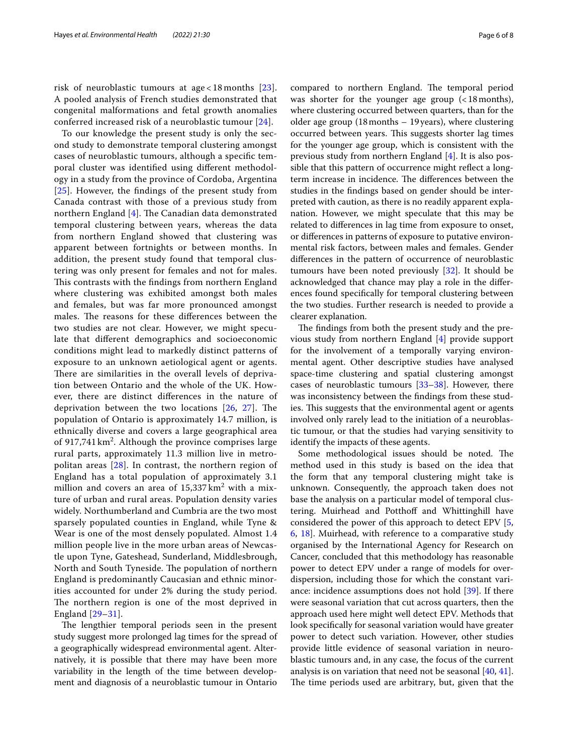risk of neuroblastic tumours at age < 18 months [23]. A pooled analysis of French studies demonstrated that congenital malformations and fetal growth anomalies conferred increased risk of a neuroblastic tumour [24].

To our knowledge the present study is only the second study to demonstrate temporal clustering amongst cases of neuroblastic tumours, although a specific temporal cluster was identified using different methodology in a study from the province of Cordoba, Argentina [25]. However, the findings of the present study from Canada contrast with those of a previous study from northern England [4]. The Canadian data demonstrated temporal clustering between years, whereas the data from northern England showed that clustering was apparent between fortnights or between months. In addition, the present study found that temporal clustering was only present for females and not for males. This contrasts with the findings from northern England where clustering was exhibited amongst both males and females, but was far more pronounced amongst males. The reasons for these differences between the two studies are not clear. However, we might speculate that different demographics and socioeconomic conditions might lead to markedly distinct patterns of exposure to an unknown aetiological agent or agents. There are similarities in the overall levels of deprivation between Ontario and the whole of the UK. However, there are distinct differences in the nature of deprivation between the two locations [26, 27]. The population of Ontario is approximately 14.7 million, is ethnically diverse and covers a large geographical area of 917,741 $km^2$. Although the province comprises large rural parts, approximately 11.3 million live in metropolitan areas [28]. In contrast, the northern region of England has a total population of approximately 3.1 million and covers an area of 15,337 $km^2$ with a mixture of urban and rural areas. Population density varies widely. Northumberland and Cumbria are the two most sparsely populated counties in England, while Tyne & Wear is one of the most densely populated. Almost 1.4 million people live in the more urban areas of Newcastle upon Tyne, Gateshead, Sunderland, Middlesbrough, North and South Tyneside. The population of northern England is predominantly Caucasian and ethnic minorities accounted for under 2% during the study period. The northern region is one of the most deprived in England [29–31].

The lengthier temporal periods seen in the present study suggest more prolonged lag times for the spread of a geographically widespread environmental agent. Alternatively, it is possible that there may have been more variability in the length of the time between development and diagnosis of a neuroblastic tumour in Ontario compared to northern England. The temporal period was shorter for the younger age group (< 18 months), where clustering occurred between quarters, than for the older age group (18 months – 19 years), where clustering occurred between years. This suggests shorter lag times for the younger age group, which is consistent with the previous study from northern England [4]. It is also possible that this pattern of occurrence might reflect a long-term increase in incidence. The differences between the studies in the findings based on gender should be interpreted with caution, as there is no readily apparent explanation. However, we might speculate that this may be related to differences in lag time from exposure to onset, or differences in patterns of exposure to putative environmental risk factors, between males and females. Gender differences in the pattern of occurrence of neuroblastic tumours have been noted previously [32]. It should be acknowledged that chance may play a role in the differences found specifically for temporal clustering between the two studies. Further research is needed to provide a clearer explanation.

The findings from both the present study and the previous study from northern England [4] provide support for the involvement of a temporally varying environmental agent. Other descriptive studies have analysed space-time clustering and spatial clustering amongst cases of neuroblastic tumours [33–38]. However, there was inconsistency between the findings from these studies. This suggests that the environmental agent or agents involved only rarely lead to the initiation of a neuroblastic tumour, or that the studies had varying sensitivity to identify the impacts of these agents.

Some methodological issues should be noted. The method used in this study is based on the idea that the form that any temporal clustering might take is unknown. Consequently, the approach taken does not base the analysis on a particular model of temporal clustering. Muirhead and Potthoff and Whittinghill have considered the power of this approach to detect EPV [5, 6, 18]. Muirhead, with reference to a comparative study organised by the International Agency for Research on Cancer, concluded that this methodology has reasonable power to detect EPV under a range of models for overdispersion, including those for which the constant variance: incidence assumptions does not hold [39]. If there were seasonal variation that cut across quarters, then the approach used here might well detect EPV. Methods that look specifically for seasonal variation would have greater power to detect such variation. However, other studies provide little evidence of seasonal variation in neuroblastic tumours and, in any case, the focus of the current analysis is on variation that need not be seasonal [40, 41]. The time periods used are arbitrary, but, given that the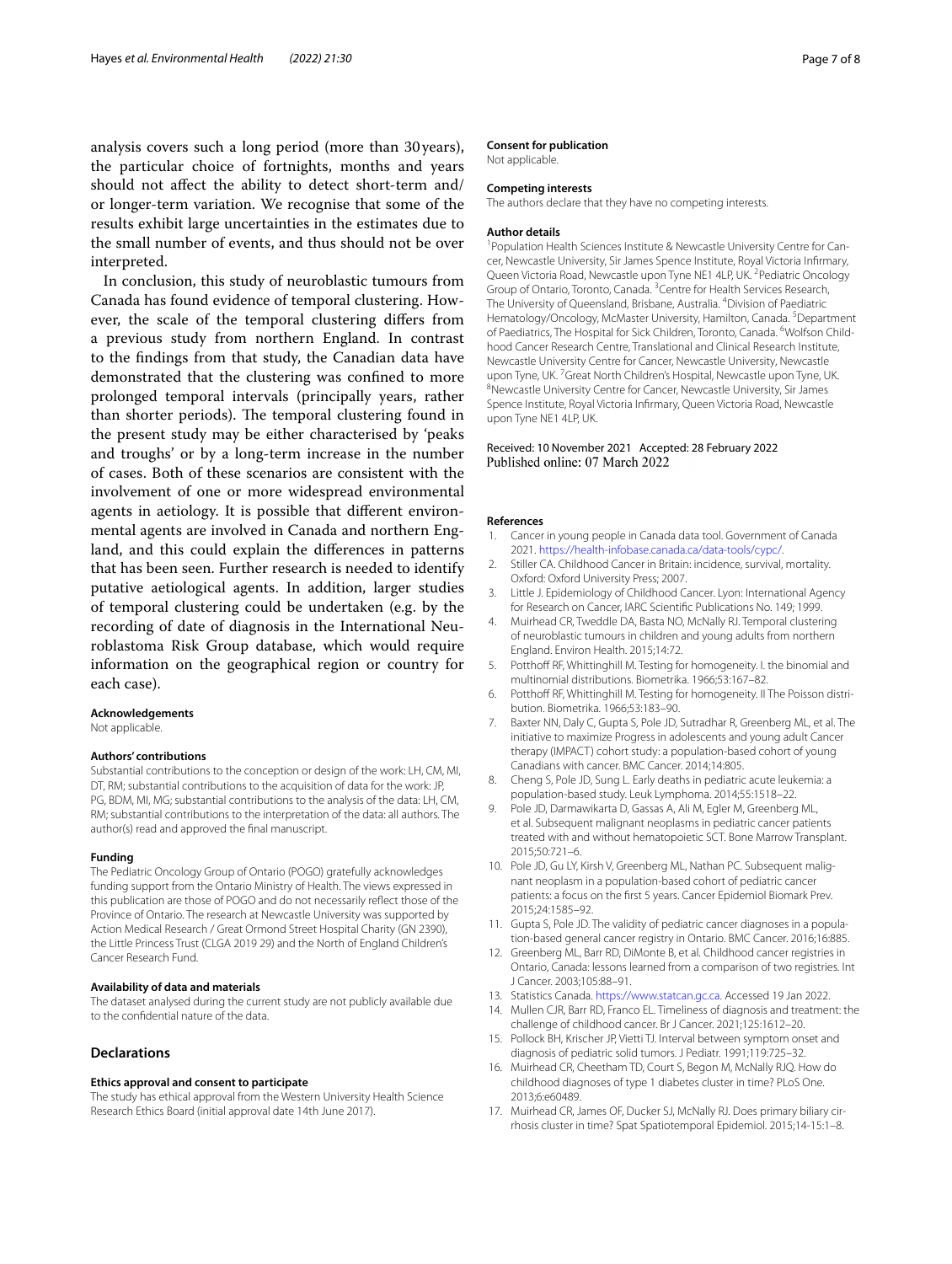analysis covers such a long period (more than 30 years), the particular choice of fortnights, months and years should not affect the ability to detect short-term and/or longer-term variation. We recognise that some of the results exhibit large uncertainties in the estimates due to the small number of events, and thus should not be over interpreted.

In conclusion, this study of neuroblastic tumours from Canada has found evidence of temporal clustering. However, the scale of the temporal clustering differs from a previous study from northern England. In contrast to the findings from that study, the Canadian data have demonstrated that the clustering was confined to more prolonged temporal intervals (principally years, rather than shorter periods). The temporal clustering found in the present study may be either characterised by 'peaks and troughs' or by a long-term increase in the number of cases. Both of these scenarios are consistent with the involvement of one or more widespread environmental agents in aetiology. It is possible that different environmental agents are involved in Canada and northern England, and this could explain the differences in patterns that has been seen. Further research is needed to identify putative aetiological agents. In addition, larger studies of temporal clustering could be undertaken (e.g. by the recording of date of diagnosis in the International Neuroblastoma Risk Group database, which would require information on the geographical region or country for each case).

#### Acknowledgements
Not applicable.

#### Authors' contributions
Substantial contributions to the conception or design of the work: LH, CM, MI, DT, RM; substantial contributions to the acquisition of data for the work: JP, PG, BDM, MI, MG; substantial contributions to the analysis of the data: LH, CM, RM; substantial contributions to the interpretation of the data: all authors. The author(s) read and approved the final manuscript.

#### Funding
The Pediatric Oncology Group of Ontario (POGO) gratefully acknowledges funding support from the Ontario Ministry of Health. The views expressed in this publication are those of POGO and do not necessarily reflect those of the Province of Ontario. The research at Newcastle University was supported by Action Medical Research / Great Ormond Street Hospital Charity (GN 2390), the Little Princess Trust (CLGA 2019 29) and the North of England Children's Cancer Research Fund.

#### Availability of data and materials
The dataset analysed during the current study are not publicly available due to the confidential nature of the data.

## Declarations

#### Ethics approval and consent to participate
The study has ethical approval from the Western University Health Science Research Ethics Board (initial approval date 14th June 2017).

#### Consent for publication
Not applicable.

#### Competing interests
The authors declare that they have no competing interests.

#### Author details
[1]Population Health Sciences Institute & Newcastle University Centre for Cancer, Newcastle University, Sir James Spence Institute, Royal Victoria Infirmary, Queen Victoria Road, Newcastle upon Tyne NE1 4LP, UK. [2]Pediatric Oncology Group of Ontario, Toronto, Canada. [3]Centre for Health Services Research, The University of Queensland, Brisbane, Australia. [4]Division of Paediatric Hematology/Oncology, McMaster University, Hamilton, Canada. [5]Department of Paediatrics, The Hospital for Sick Children, Toronto, Canada. [6]Wolfson Childhood Cancer Research Centre, Translational and Clinical Research Institute, Newcastle University Centre for Cancer, Newcastle University, Newcastle upon Tyne, UK. [7]Great North Children's Hospital, Newcastle upon Tyne, UK. [8]Newcastle University Centre for Cancer, Newcastle University, Sir James Spence Institute, Royal Victoria Infirmary, Queen Victoria Road, Newcastle upon Tyne NE1 4LP, UK.

Received: 10 November 2021 Accepted: 28 February 2022
Published online: 07 March 2022

#### References
1. Cancer in young people in Canada data tool. Government of Canada 2021. https://health-infobase.canada.ca/data-tools/cypc/.
2. Stiller CA. Childhood Cancer in Britain: incidence, survival, mortality. Oxford: Oxford University Press; 2007.
3. Little J. Epidemiology of Childhood Cancer. Lyon: International Agency for Research on Cancer, IARC Scientific Publications No. 149; 1999.
4. Muirhead CR, Tweddle DA, Basta NO, McNally RJ. Temporal clustering of neuroblastic tumours in children and young adults from northern England. Environ Health. 2015;14:72.
5. Potthoff RF, Whittinghill M. Testing for homogeneity. I. the binomial and multinomial distributions. Biometrika. 1966;53:167–82.
6. Potthoff RF, Whittinghill M. Testing for homogeneity. II The Poisson distribution. Biometrika. 1966;53:183–90.
7. Baxter NN, Daly C, Gupta S, Pole JD, Sutradhar R, Greenberg ML, et al. The initiative to maximize Progress in adolescents and young adult Cancer therapy (IMPACT) cohort study: a population-based cohort of young Canadians with cancer. BMC Cancer. 2014;14:805.
8. Cheng S, Pole JD, Sung L. Early deaths in pediatric acute leukemia: a population-based study. Leuk Lymphoma. 2014;55:1518–22.
9. Pole JD, Darmawikarta D, Gassas A, Ali M, Egler M, Greenberg ML, et al. Subsequent malignant neoplasms in pediatric cancer patients treated with and without hematopoietic SCT. Bone Marrow Transplant. 2015;50:721–6.
10. Pole JD, Gu LY, Kirsh V, Greenberg ML, Nathan PC. Subsequent malignant neoplasm in a population-based cohort of pediatric cancer patients: a focus on the first 5 years. Cancer Epidemiol Biomark Prev. 2015;24:1585–92.
11. Gupta S, Pole JD. The validity of pediatric cancer diagnoses in a population-based general cancer registry in Ontario. BMC Cancer. 2016;16:885.
12. Greenberg ML, Barr RD, DiMonte B, et al. Childhood cancer registries in Ontario, Canada: lessons learned from a comparison of two registries. Int J Cancer. 2003;105:88–91.
13. Statistics Canada. https://www.statcan.gc.ca. Accessed 19 Jan 2022.
14. Mullen CJR, Barr RD, Franco EL. Timeliness of diagnosis and treatment: the challenge of childhood cancer. Br J Cancer. 2021;125:1612–20.
15. Pollock BH, Krischer JP, Vietti TJ. Interval between symptom onset and diagnosis of pediatric solid tumors. J Pediatr. 1991;119:725–32.
16. Muirhead CR, Cheetham TD, Court S, Begon M, McNally RJQ. How do childhood diagnoses of type 1 diabetes cluster in time? PLoS One. 2013;6:e60489.
17. Muirhead CR, James OF, Ducker SJ, McNally RJ. Does primary biliary cirrhosis cluster in time? Spat Spatiotemporal Epidemiol. 2015;14-15:1–8.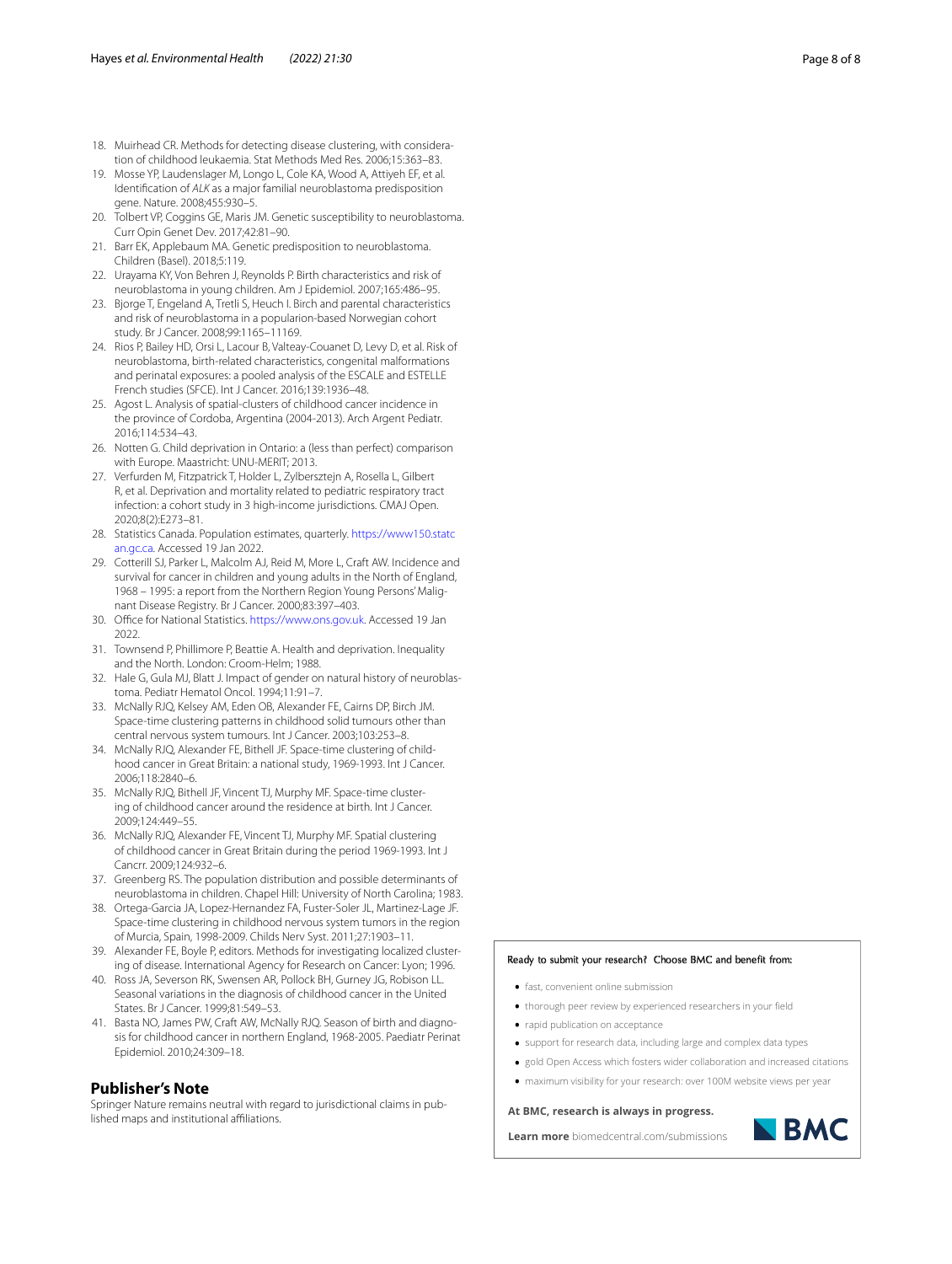18. Muirhead CR. Methods for detecting disease clustering, with consideration of childhood leukaemia. Stat Methods Med Res. 2006;15:363–83.
19. Mosse YP, Laudenslager M, Longo L, Cole KA, Wood A, Attiyeh EF, et al. Identification of *ALK* as a major familial neuroblastoma predisposition gene. Nature. 2008;455:930–5.
20. Tolbert VP, Coggins GE, Maris JM. Genetic susceptibility to neuroblastoma. Curr Opin Genet Dev. 2017;42:81–90.
21. Barr EK, Applebaum MA. Genetic predisposition to neuroblastoma. Children (Basel). 2018;5:119.
22. Urayama KY, Von Behren J, Reynolds P. Birth characteristics and risk of neuroblastoma in young children. Am J Epidemiol. 2007;165:486–95.
23. Bjorge T, Engeland A, Tretli S, Heuch I. Birch and parental characteristics and risk of neuroblastoma in a popularion-based Norwegian cohort study. Br J Cancer. 2008;99:1165–11169.
24. Rios P, Bailey HD, Orsi L, Lacour B, Valteay-Couanet D, Levy D, et al. Risk of neuroblastoma, birth-related characteristics, congenital malformations and perinatal exposures: a pooled analysis of the ESCALE and ESTELLE French studies (SFCE). Int J Cancer. 2016;139:1936–48.
25. Agost L. Analysis of spatial-clusters of childhood cancer incidence in the province of Cordoba, Argentina (2004-2013). Arch Argent Pediatr. 2016;114:534–43.
26. Notten G. Child deprivation in Ontario: a (less than perfect) comparison with Europe. Maastricht: UNU-MERIT; 2013.
27. Verfurden M, Fitzpatrick T, Holder L, Zylbersztejn A, Rosella L, Gilbert R, et al. Deprivation and mortality related to pediatric respiratory tract infection: a cohort study in 3 high-income jurisdictions. CMAJ Open. 2020;8(2):E273–81.
28. Statistics Canada. Population estimates, quarterly. https://www150.statcan.gc.ca. Accessed 19 Jan 2022.
29. Cotterill SJ, Parker L, Malcolm AJ, Reid M, More L, Craft AW. Incidence and survival for cancer in children and young adults in the North of England, 1968 – 1995: a report from the Northern Region Young Persons' Malignant Disease Registry. Br J Cancer. 2000;83:397–403.
30. Office for National Statistics. https://www.ons.gov.uk. Accessed 19 Jan 2022.
31. Townsend P, Phillimore P, Beattie A. Health and deprivation. Inequality and the North. London: Croom-Helm; 1988.
32. Hale G, Gula MJ, Blatt J. Impact of gender on natural history of neuroblastoma. Pediatr Hematol Oncol. 1994;11:91–7.
33. McNally RJQ, Kelsey AM, Eden OB, Alexander FE, Cairns DP, Birch JM. Space-time clustering patterns in childhood solid tumours other than central nervous system tumours. Int J Cancer. 2003;103:253–8.
34. McNally RJQ, Alexander FE, Bithell JF. Space-time clustering of childhood cancer in Great Britain: a national study, 1969-1993. Int J Cancer. 2006;118:2840–6.
35. McNally RJQ, Bithell JF, Vincent TJ, Murphy MF. Space-time clustering of childhood cancer around the residence at birth. Int J Cancer. 2009;124:449–55.
36. McNally RJQ, Alexander FE, Vincent TJ, Murphy MF. Spatial clustering of childhood cancer in Great Britain during the period 1969-1993. Int J Cancrr. 2009;124:932–6.
37. Greenberg RS. The population distribution and possible determinants of neuroblastoma in children. Chapel Hill: University of North Carolina; 1983.
38. Ortega-Garcia JA, Lopez-Hernandez FA, Fuster-Soler JL, Martinez-Lage JF. Space-time clustering in childhood nervous system tumors in the region of Murcia, Spain, 1998-2009. Childs Nerv Syst. 2011;27:1903–11.
39. Alexander FE, Boyle P, editors. Methods for investigating localized clustering of disease. International Agency for Research on Cancer: Lyon; 1996.
40. Ross JA, Severson RK, Swensen AR, Pollock BH, Gurney JG, Robison LL. Seasonal variations in the diagnosis of childhood cancer in the United States. Br J Cancer. 1999;81:549–53.
41. Basta NO, James PW, Craft AW, McNally RJQ. Season of birth and diagnosis for childhood cancer in northern England, 1968-2005. Paediatr Perinat Epidemiol. 2010;24:309–18.

## Publisher's Note

Springer Nature remains neutral with regard to jurisdictional claims in published maps and institutional affiliations.

Ready to submit your research? Choose BMC and benefit from:

- fast, convenient online submission
- thorough peer review by experienced researchers in your field
- rapid publication on acceptance
- support for research data, including large and complex data types
- gold Open Access which fosters wider collaboration and increased citations
- maximum visibility for your research: over 100M website views per year

**At BMC, research is always in progress.**

**Learn more** biomedcentral.com/submissions

BMC